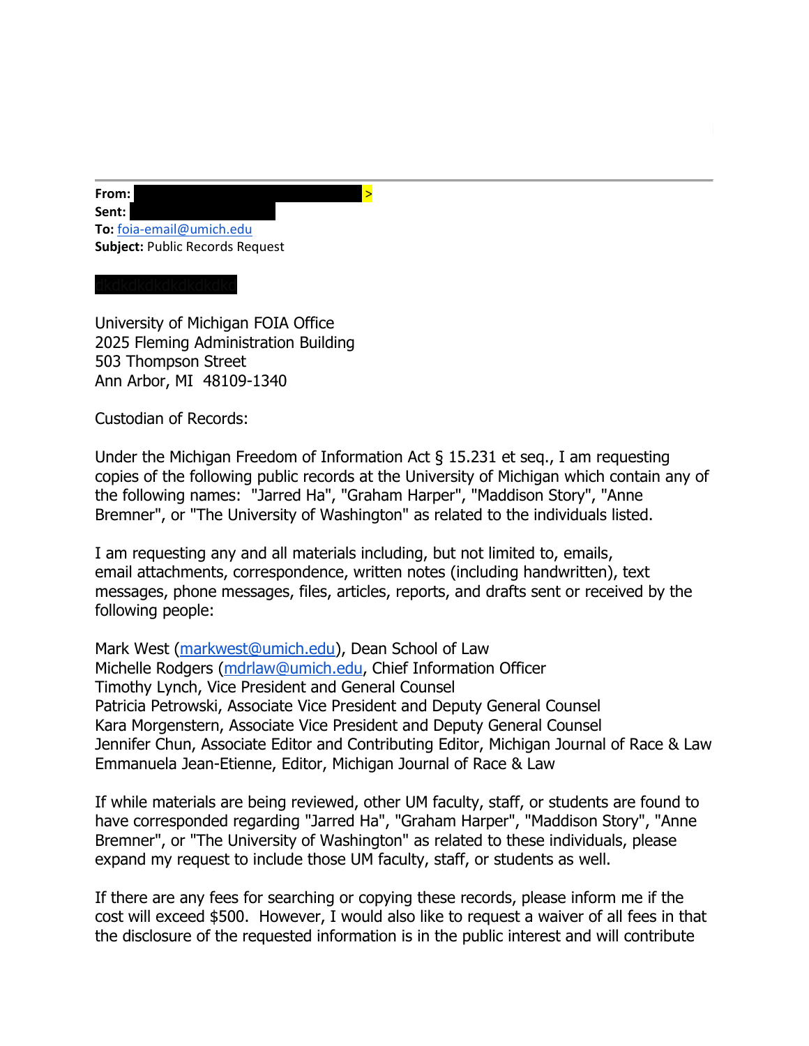**From:** >
**Sent:**
**To:** foia-email@umich.edu
**Subject:** Public Records Request

University of Michigan FOIA Office
2025 Fleming Administration Building
503 Thompson Street
Ann Arbor, MI 48109-1340

Custodian of Records:

Under the Michigan Freedom of Information Act § 15.231 et seq., I am requesting copies of the following public records at the University of Michigan which contain any of the following names: "Jarred Ha", "Graham Harper", "Maddison Story", "Anne Bremner", or "The University of Washington" as related to the individuals listed.

I am requesting any and all materials including, but not limited to, emails, email attachments, correspondence, written notes (including handwritten), text messages, phone messages, files, articles, reports, and drafts sent or received by the following people:

Mark West (markwest@umich.edu), Dean School of Law
Michelle Rodgers (mdrlaw@umich.edu, Chief Information Officer
Timothy Lynch, Vice President and General Counsel
Patricia Petrowski, Associate Vice President and Deputy General Counsel
Kara Morgenstern, Associate Vice President and Deputy General Counsel
Jennifer Chun, Associate Editor and Contributing Editor, Michigan Journal of Race & Law
Emmanuela Jean-Etienne, Editor, Michigan Journal of Race & Law

If while materials are being reviewed, other UM faculty, staff, or students are found to have corresponded regarding "Jarred Ha", "Graham Harper", "Maddison Story", "Anne Bremner", or "The University of Washington" as related to these individuals, please expand my request to include those UM faculty, staff, or students as well.

If there are any fees for searching or copying these records, please inform me if the cost will exceed $500. However, I would also like to request a waiver of all fees in that the disclosure of the requested information is in the public interest and will contribute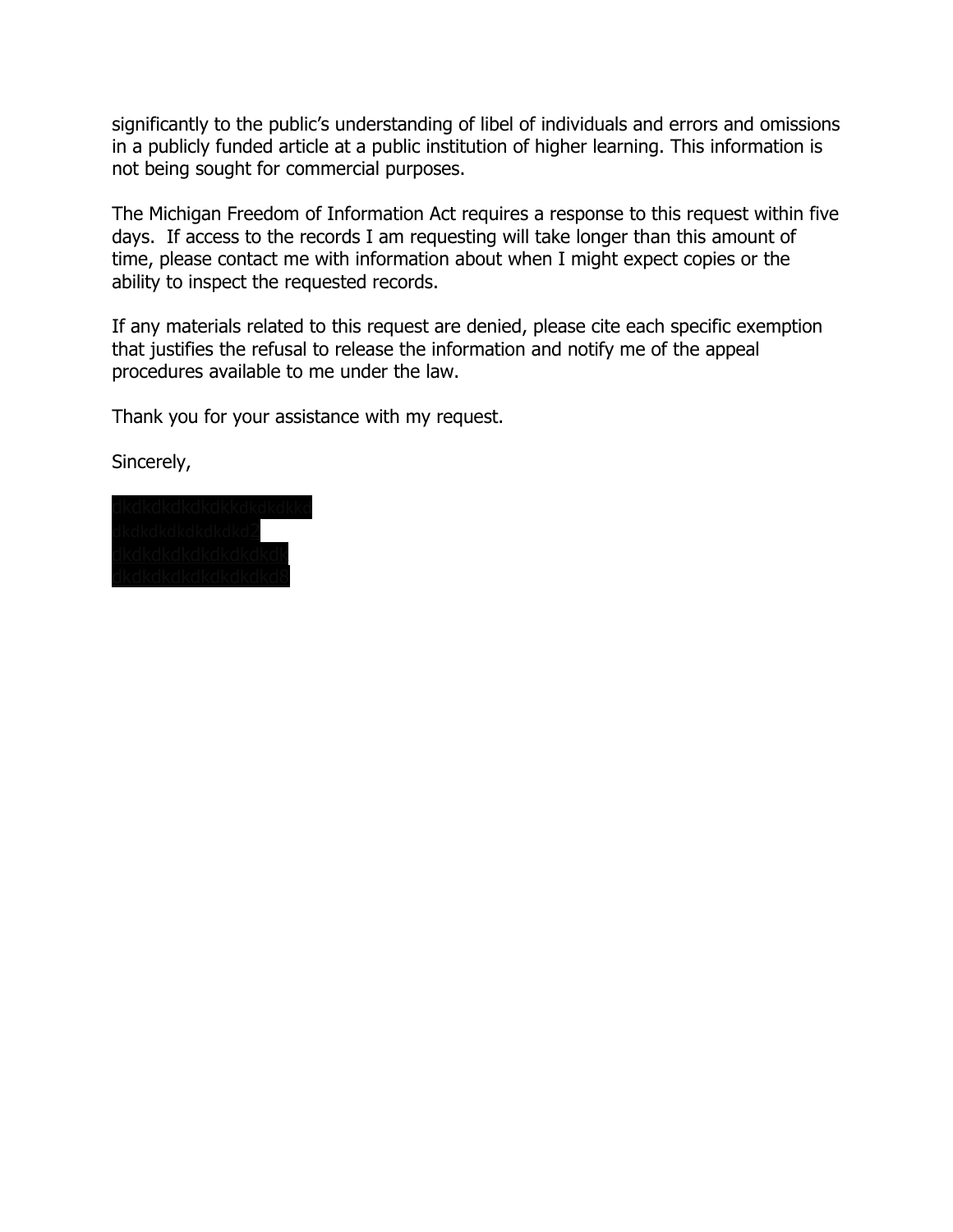significantly to the public's understanding of libel of individuals and errors and omissions in a publicly funded article at a public institution of higher learning. This information is not being sought for commercial purposes.

The Michigan Freedom of Information Act requires a response to this request within five days. If access to the records I am requesting will take longer than this amount of time, please contact me with information about when I might expect copies or the ability to inspect the requested records.

If any materials related to this request are denied, please cite each specific exemption that justifies the refusal to release the information and notify me of the appeal procedures available to me under the law.

Thank you for your assistance with my request.

Sincerely,

dkdkdkdkdkdkkdkdkdkkd
dkdkdkdkdkdkdkd2
dkdkdkdkdkdkdkdkdk
dkdkdkdkdkdkdkdkd8